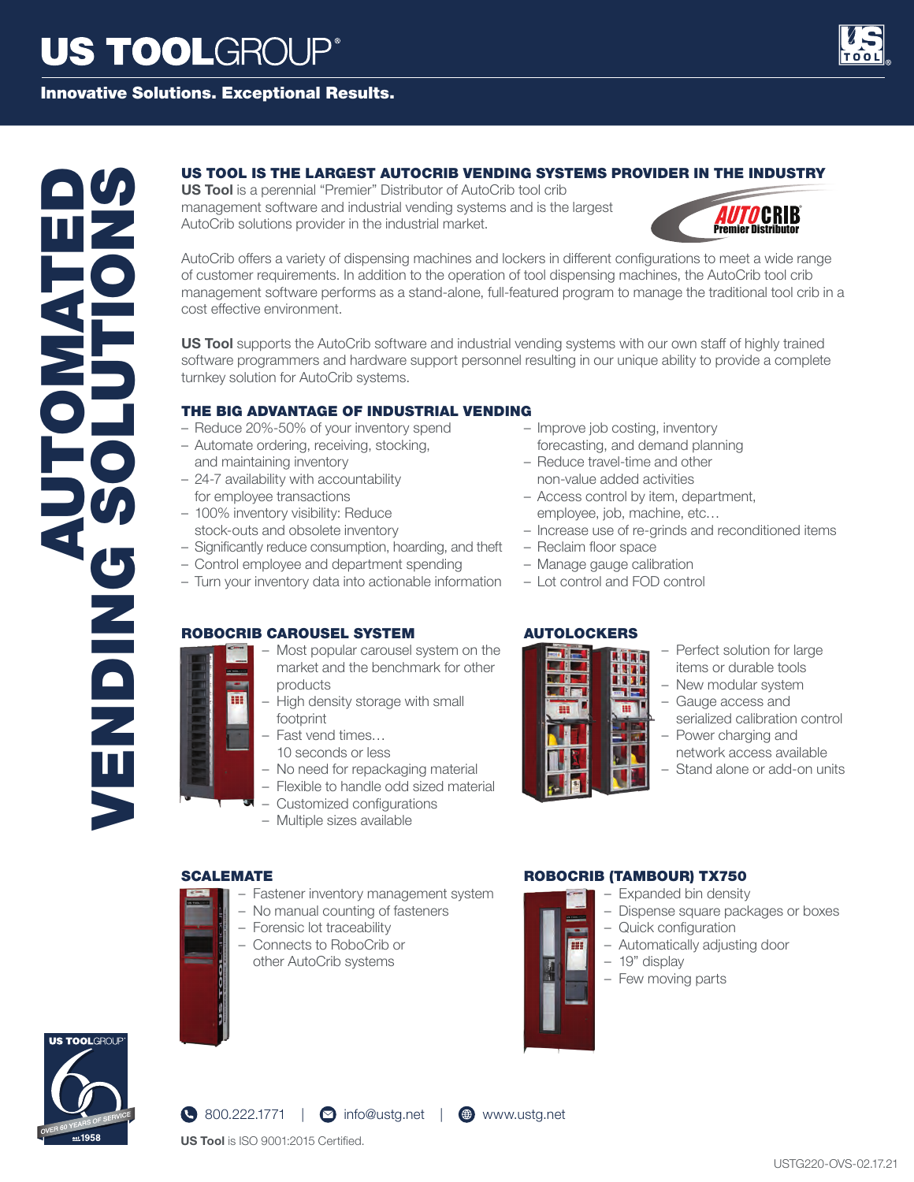# US TOOLGROUP®

**Innovative Solutions. Exceptional Results.**

## AUTOMATED VENDING SOLUTIONS

### US TOOL IS THE LARGEST AUTOCRIB VENDING SYSTEMS PROVIDER IN THE INDUSTRY

**US Tool** is a perennial "Premier" Distributor of AutoCrib tool crib management software and industrial vending systems and is the largest AutoCrib solutions provider in the industrial market.

AUTOCRIB® Premier Distributor

AutoCrib offers a variety of dispensing machines and lockers in different configurations to meet a wide range of customer requirements. In addition to the operation of tool dispensing machines, the AutoCrib tool crib management software performs as a stand-alone, full-featured program to manage the traditional tool crib in a cost effective environment.

**US Tool** supports the AutoCrib software and industrial vending systems with our own staff of highly trained software programmers and hardware support personnel resulting in our unique ability to provide a complete turnkey solution for AutoCrib systems.

### THE BIG ADVANTAGE OF INDUSTRIAL VENDING

- Reduce 20%-50% of your inventory spend
- Automate ordering, receiving, stocking, and maintaining inventory
- 24-7 availability with accountability for employee transactions
- 100% inventory visibility: Reduce stock-outs and obsolete inventory
- Significantly reduce consumption, hoarding, and theft
- Control employee and department spending
- Turn your inventory data into actionable information
- Improve job costing, inventory forecasting, and demand planning
- Reduce travel-time and other non-value added activities
- Access control by item, department, employee, job, machine, etc…
- Increase use of re-grinds and reconditioned items
- Reclaim floor space
- Manage gauge calibration
- Lot control and FOD control

### ROBOCRIB CAROUSEL SYSTEM

- Most popular carousel system on the market and the benchmark for other products
- High density storage with small footprint
- Fast vend times… 10 seconds or less
- No need for repackaging material
- Flexible to handle odd sized material
- Customized configurations
- Multiple sizes available

### AUTOLOCKERS

- Perfect solution for large items or durable tools
- New modular system
- Gauge access and serialized calibration control
- Power charging and network access available
- Stand alone or add-on units

### SCALEMATE

- Fastener inventory management system
- No manual counting of fasteners
- Forensic lot traceability
- Connects to RoboCrib or other AutoCrib systems

### ROBOCRIB (TAMBOUR) TX750

- Expanded bin density
- Dispense square packages or boxes
- Quick configuration
- Automatically adjusting door
- 19" display
- Few moving parts

US TOOLGROUP – OVER 60 YEARS OF SERVICE – EST. 1958

800.222.1771 | info@ustg.net | www.ustg.net

**US Tool** is ISO 9001:2015 Certified.

USTG220-OVS-02.17.21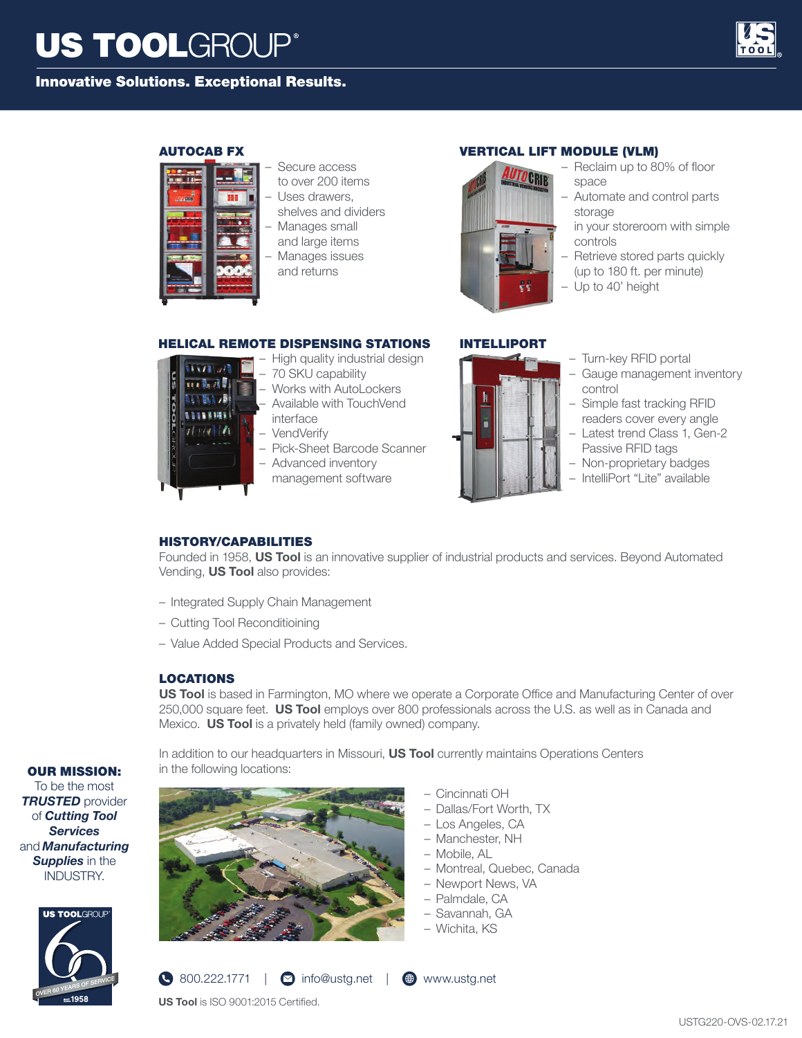# US TOOLGROUP®

**Innovative Solutions. Exceptional Results.**

## AUTOCAB FX

- Secure access to over 200 items
- Uses drawers, shelves and dividers
- Manages small and large items
- Manages issues and returns

## VERTICAL LIFT MODULE (VLM)

- Reclaim up to 80% of floor space
- Automate and control parts storage in your storeroom with simple controls
- Retrieve stored parts quickly (up to 180 ft. per minute)
- Up to 40' height

## HELICAL REMOTE DISPENSING STATIONS

- High quality industrial design
- 70 SKU capability
- Works with AutoLockers
- Available with TouchVend interface
- VendVerify
- Pick-Sheet Barcode Scanner
- Advanced inventory management software

## INTELLIPORT

- Turn-key RFID portal
- Gauge management inventory control
- Simple fast tracking RFID readers cover every angle
- Latest trend Class 1, Gen-2 Passive RFID tags
- Non-proprietary badges
- IntelliPort "Lite" available

## HISTORY/CAPABILITIES

Founded in 1958, **US Tool** is an innovative supplier of industrial products and services. Beyond Automated Vending, **US Tool** also provides:

- Integrated Supply Chain Management
- Cutting Tool Reconditioining
- Value Added Special Products and Services.

## LOCATIONS

**US Tool** is based in Farmington, MO where we operate a Corporate Office and Manufacturing Center of over 250,000 square feet. **US Tool** employs over 800 professionals across the U.S. as well as in Canada and Mexico. **US Tool** is a privately held (family owned) company.

In addition to our headquarters in Missouri, **US Tool** currently maintains Operations Centers in the following locations:

- Cincinnati OH
- Dallas/Fort Worth, TX
- Los Angeles, CA
- Manchester, NH
- Mobile, AL
- Montreal, Quebec, Canada
- Newport News, VA
- Palmdale, CA
- Savannah, GA
- Wichita, KS

## OUR MISSION:

To be the most ***TRUSTED*** provider of ***Cutting Tool Services*** and ***Manufacturing Supplies*** in the INDUSTRY.

US TOOLGROUP 60 OVER 60 YEARS OF SERVICE EST. 1958

800.222.1771 | info@ustg.net | www.ustg.net

**US Tool** is ISO 9001:2015 Certified.

USTG220-OVS-02.17.21